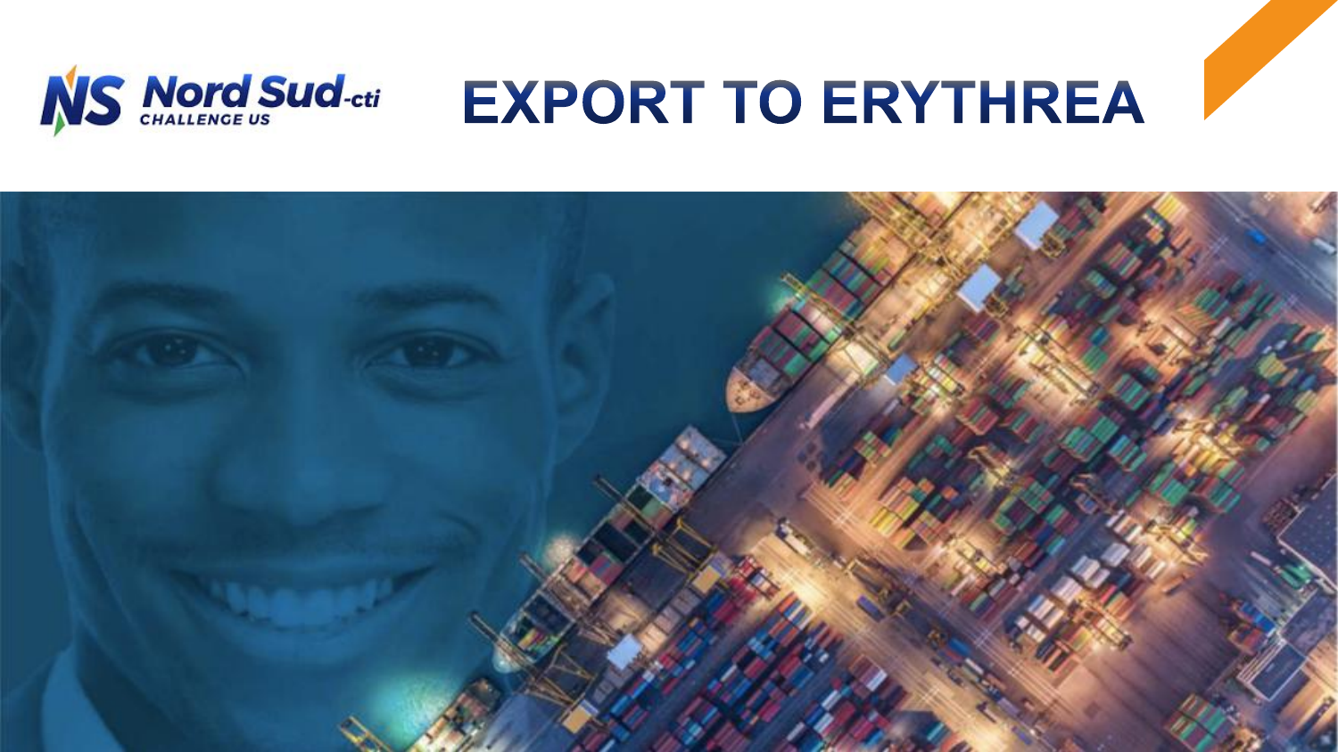Nord Sud-cti

CHALLENGE US

# EXPORT TO ERYTHREA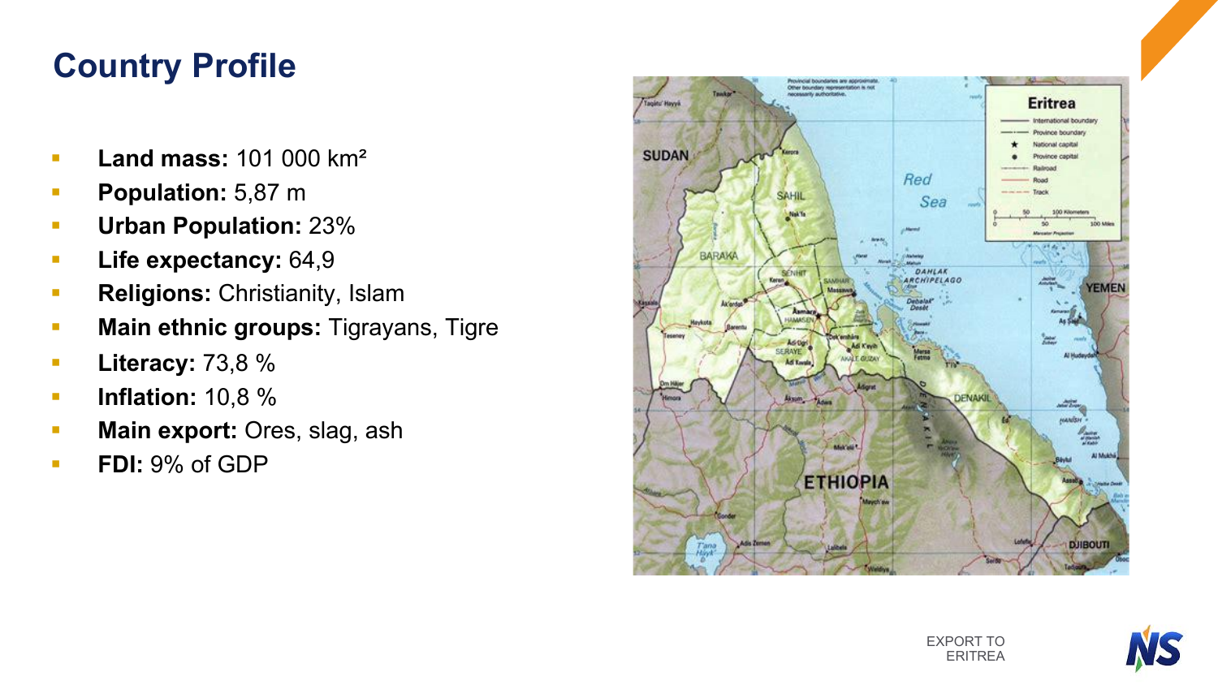# Country Profile

- **Land mass:** 101 000 km²
- **Population:** 5,87 m
- **Urban Population:** 23%
- **Life expectancy:** 64,9
- **Religions:** Christianity, Islam
- **Main ethnic groups:** Tigrayans, Tigre
- **Literacy:** 73,8 %
- **Inflation:** 10,8 %
- **Main export:** Ores, slag, ash
- **FDI:** 9% of GDP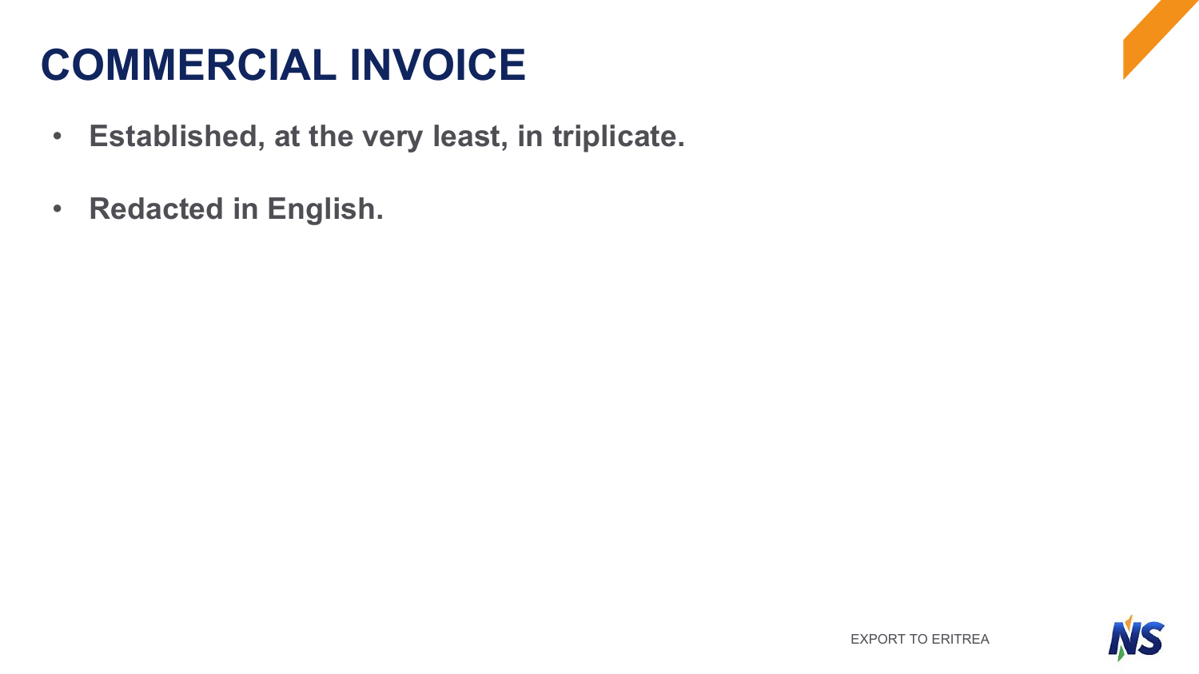# COMMERCIAL INVOICE

- **Established, at the very least, in triplicate.**
- **Redacted in English.**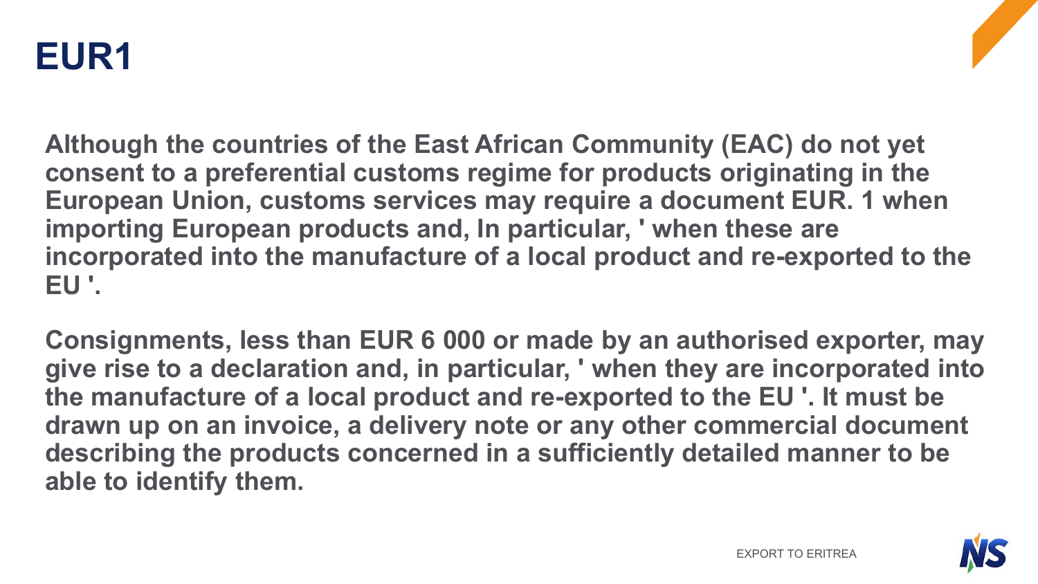# EUR1

**Although the countries of the East African Community (EAC) do not yet consent to a preferential customs regime for products originating in the European Union, customs services may require a document EUR. 1 when importing European products and, In particular, ' when these are incorporated into the manufacture of a local product and re-exported to the EU '.**

**Consignments, less than EUR 6 000 or made by an authorised exporter, may give rise to a declaration and, in particular, ' when they are incorporated into the manufacture of a local product and re-exported to the EU '. It must be drawn up on an invoice, a delivery note or any other commercial document describing the products concerned in a sufficiently detailed manner to be able to identify them.**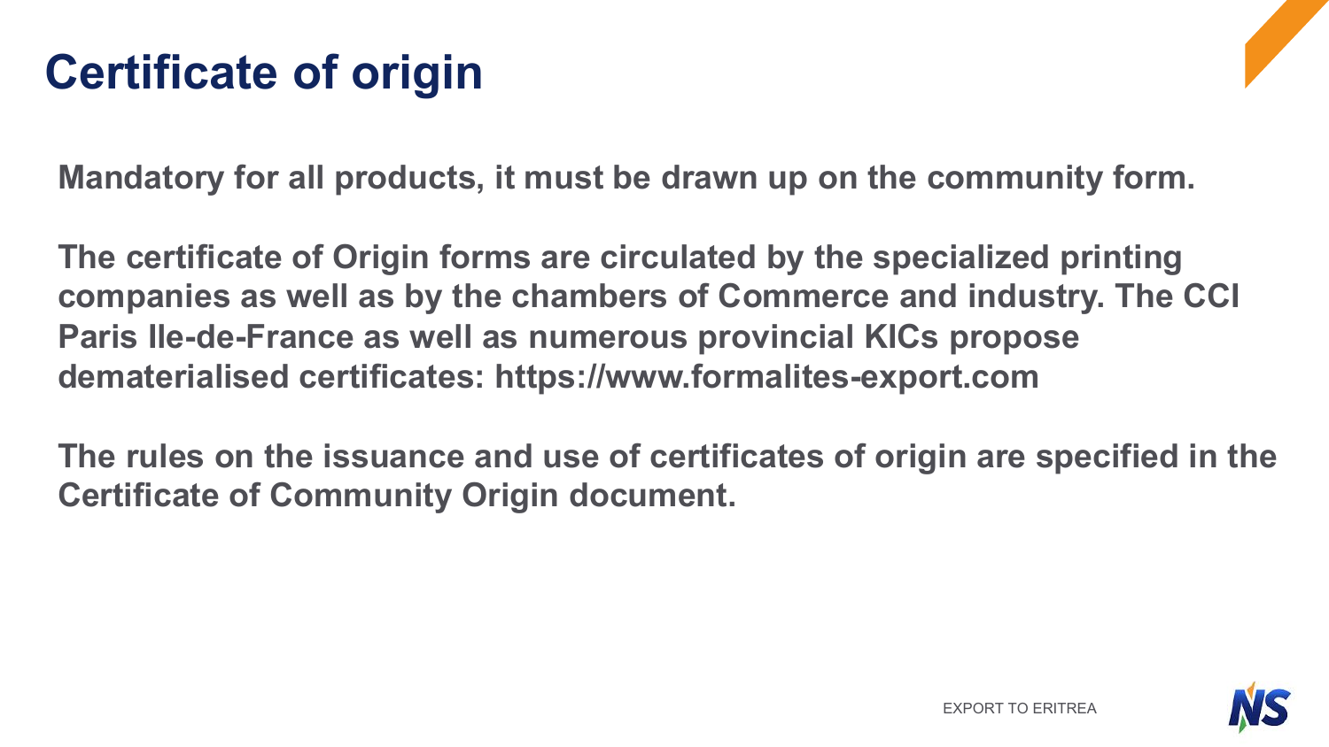# Certificate of origin

**Mandatory for all products, it must be drawn up on the community form.**

**The certificate of Origin forms are circulated by the specialized printing companies as well as by the chambers of Commerce and industry. The CCI Paris Ile-de-France as well as numerous provincial KICs propose dematerialised certificates: https://www.formalites-export.com**

**The rules on the issuance and use of certificates of origin are specified in the Certificate of Community Origin document.**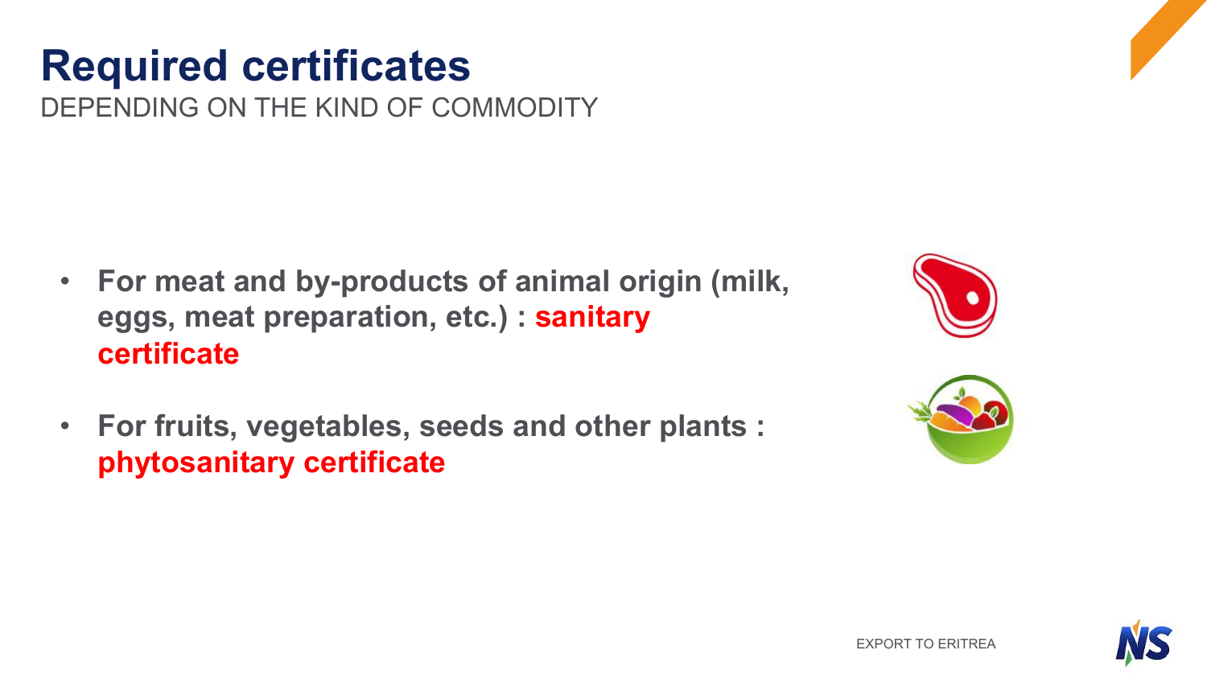# Required certificates

DEPENDING ON THE KIND OF COMMODITY

- **For meat and by-products of animal origin (milk, eggs, meat preparation, etc.) : sanitary certificate**
- **For fruits, vegetables, seeds and other plants : phytosanitary certificate**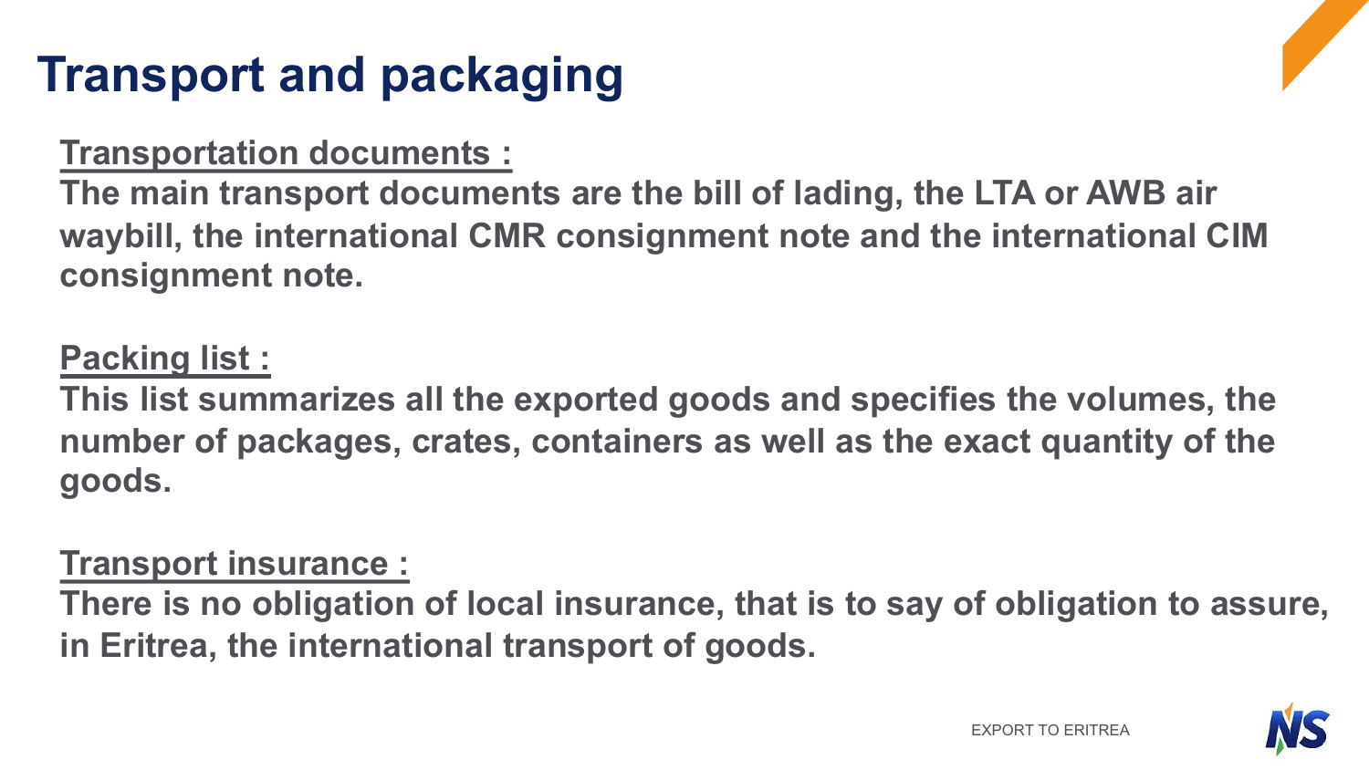# Transport and packaging

**Transportation documents :**

**The main transport documents are the bill of lading, the LTA or AWB air waybill, the international CMR consignment note and the international CIM consignment note.**

**Packing list :**

**This list summarizes all the exported goods and specifies the volumes, the number of packages, crates, containers as well as the exact quantity of the goods.**

**Transport insurance :**

**There is no obligation of local insurance, that is to say of obligation to assure, in Eritrea, the international transport of goods.**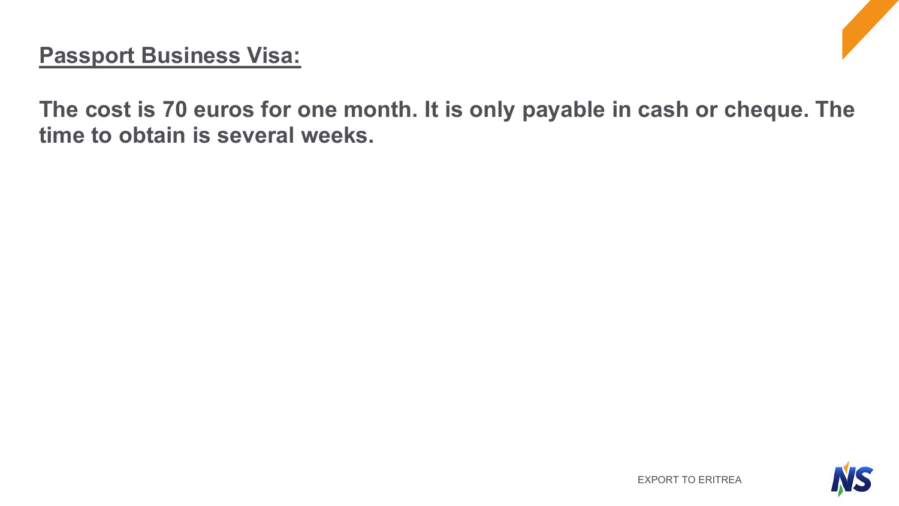**Passport Business Visa:**

**The cost is 70 euros for one month. It is only payable in cash or cheque. The time to obtain is several weeks.**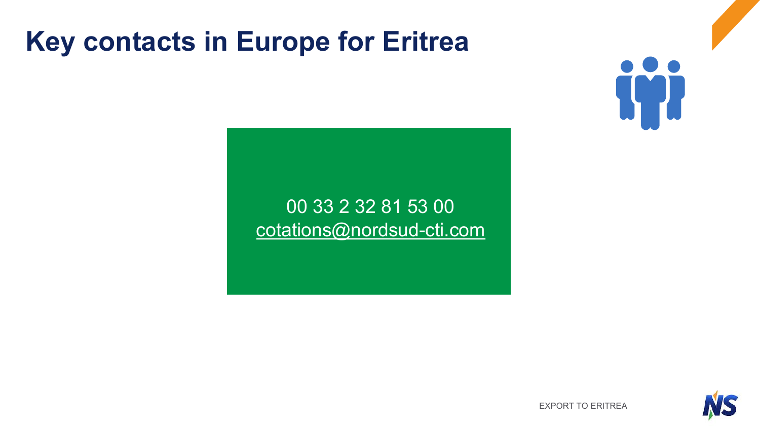# Key contacts in Europe for Eritrea

00 33 2 32 81 53 00
cotations@nordsud-cti.com